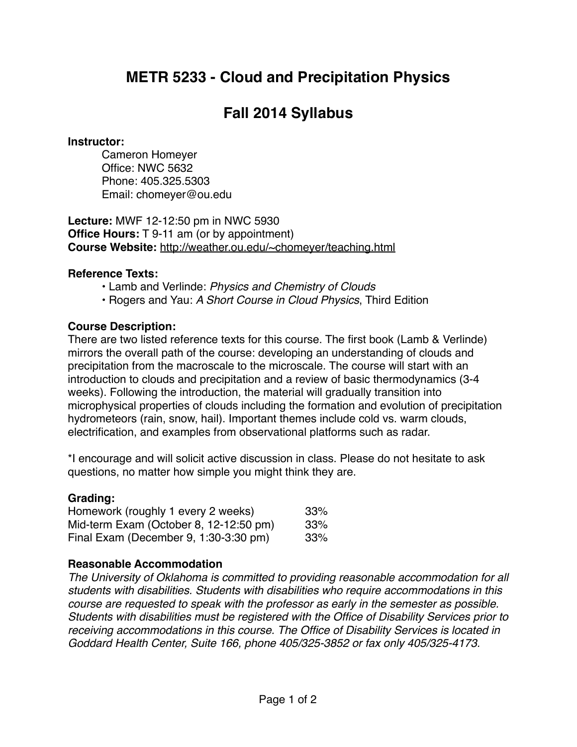# METR 5233 - Cloud and Precipitation Physics

# Fall 2014 Syllabus

**Instructor:**

Cameron Homeyer
Office: NWC 5632
Phone: 405.325.5303
Email: chomeyer@ou.edu

**Lecture:** MWF 12-12:50 pm in NWC 5930
**Office Hours:** T 9-11 am (or by appointment)
**Course Website:** http://weather.ou.edu/~chomeyer/teaching.html

**Reference Texts:**

- Lamb and Verlinde: *Physics and Chemistry of Clouds*
- Rogers and Yau: *A Short Course in Cloud Physics*, Third Edition

**Course Description:**
There are two listed reference texts for this course. The first book (Lamb & Verlinde) mirrors the overall path of the course: developing an understanding of clouds and precipitation from the macroscale to the microscale. The course will start with an introduction to clouds and precipitation and a review of basic thermodynamics (3-4 weeks). Following the introduction, the material will gradually transition into microphysical properties of clouds including the formation and evolution of precipitation hydrometeors (rain, snow, hail). Important themes include cold vs. warm clouds, electrification, and examples from observational platforms such as radar.

*I encourage and will solicit active discussion in class. Please do not hesitate to ask questions, no matter how simple you might think they are.

**Grading:**

| | |
|---|---|
| Homework (roughly 1 every 2 weeks) | 33% |
| Mid-term Exam (October 8, 12-12:50 pm) | 33% |
| Final Exam (December 9, 1:30-3:30 pm) | 33% |

**Reasonable Accommodation**

*The University of Oklahoma is committed to providing reasonable accommodation for all students with disabilities. Students with disabilities who require accommodations in this course are requested to speak with the professor as early in the semester as possible. Students with disabilities must be registered with the Office of Disability Services prior to receiving accommodations in this course. The Office of Disability Services is located in Goddard Health Center, Suite 166, phone 405/325-3852 or fax only 405/325-4173.*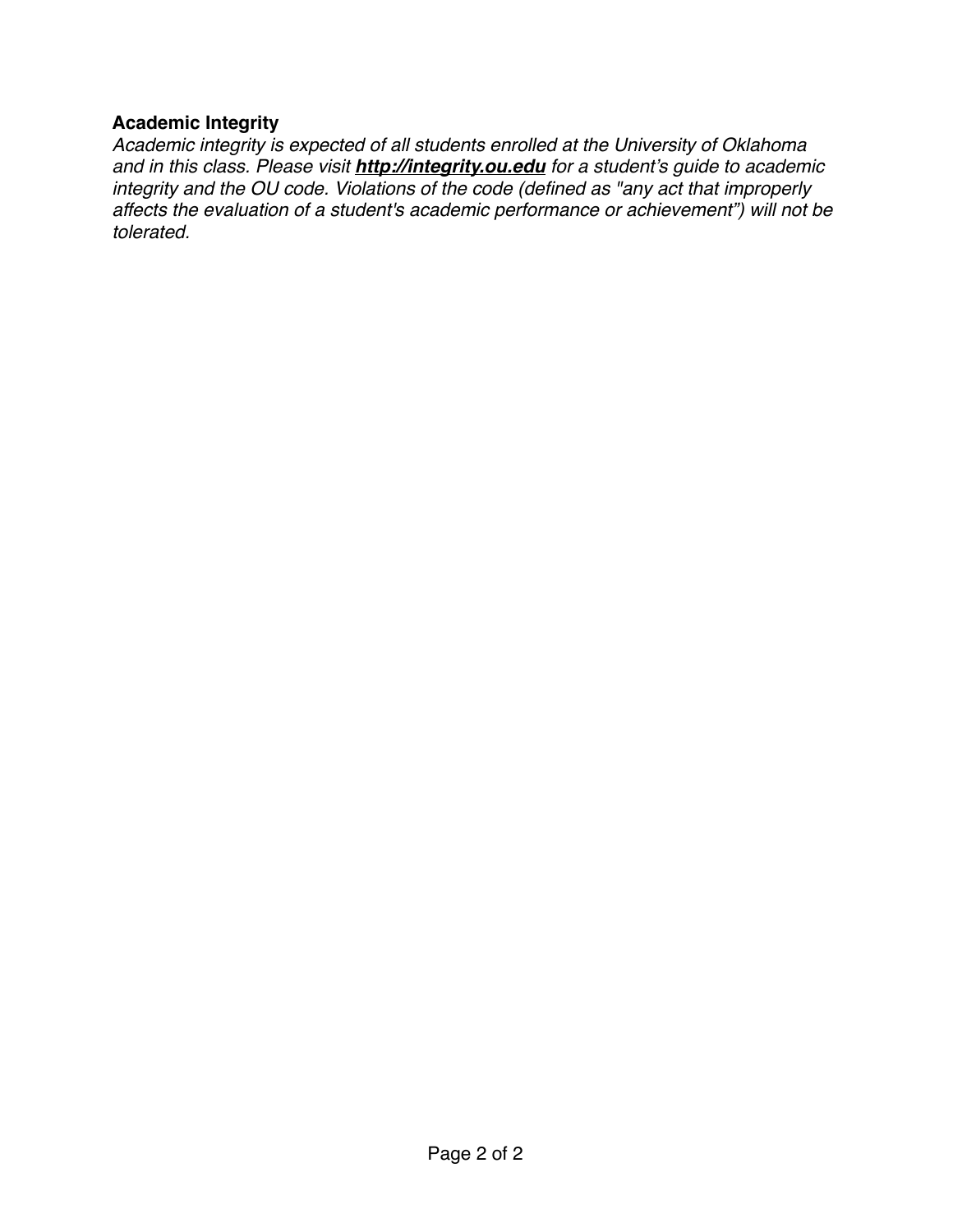**Academic Integrity**

*Academic integrity is expected of all students enrolled at the University of Oklahoma and in this class. Please visit* ***http://integrity.ou.edu*** *for a student's guide to academic integrity and the OU code. Violations of the code (defined as "any act that improperly affects the evaluation of a student's academic performance or achievement") will not be tolerated.*